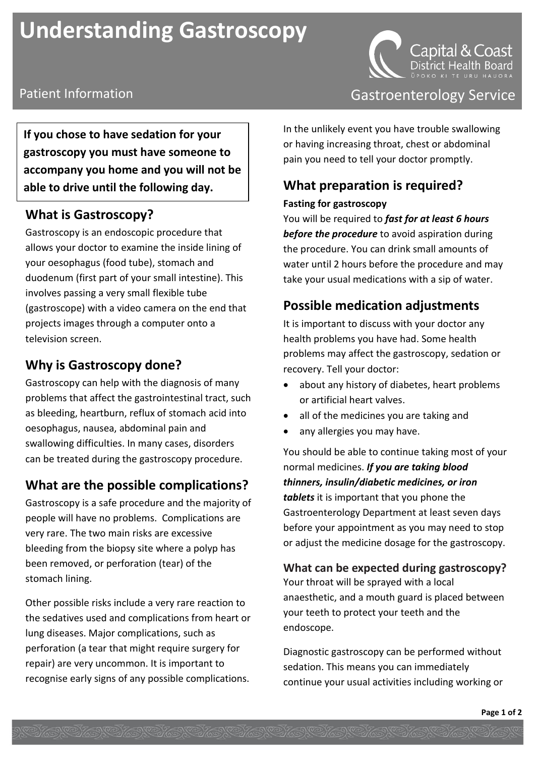# Understanding Gastroscopy

Patient Information

Capital & Coast District Health Board
Ūpoko ki te Uru Hauora

Gastroenterology Service

**If you chose to have sedation for your gastroscopy you must have someone to accompany you home and you will not be able to drive until the following day.**

## What is Gastroscopy?

Gastroscopy is an endoscopic procedure that allows your doctor to examine the inside lining of your oesophagus (food tube), stomach and duodenum (first part of your small intestine). This involves passing a very small flexible tube (gastroscope) with a video camera on the end that projects images through a computer onto a television screen.

## Why is Gastroscopy done?

Gastroscopy can help with the diagnosis of many problems that affect the gastrointestinal tract, such as bleeding, heartburn, reflux of stomach acid into oesophagus, nausea, abdominal pain and swallowing difficulties. In many cases, disorders can be treated during the gastroscopy procedure.

## What are the possible complications?

Gastroscopy is a safe procedure and the majority of people will have no problems. Complications are very rare. The two main risks are excessive bleeding from the biopsy site where a polyp has been removed, or perforation (tear) of the stomach lining.

Other possible risks include a very rare reaction to the sedatives used and complications from heart or lung diseases. Major complications, such as perforation (a tear that might require surgery for repair) are very uncommon. It is important to recognise early signs of any possible complications.

In the unlikely event you have trouble swallowing or having increasing throat, chest or abdominal pain you need to tell your doctor promptly.

## What preparation is required?

**Fasting for gastroscopy**

You will be required to ***fast for at least 6 hours before the procedure*** to avoid aspiration during the procedure. You can drink small amounts of water until 2 hours before the procedure and may take your usual medications with a sip of water.

## Possible medication adjustments

It is important to discuss with your doctor any health problems you have had. Some health problems may affect the gastroscopy, sedation or recovery. Tell your doctor:

- about any history of diabetes, heart problems or artificial heart valves.
- all of the medicines you are taking and
- any allergies you may have.

You should be able to continue taking most of your normal medicines. ***If you are taking blood thinners, insulin/diabetic medicines, or iron tablets*** it is important that you phone the Gastroenterology Department at least seven days before your appointment as you may need to stop or adjust the medicine dosage for the gastroscopy.

### What can be expected during gastroscopy?

Your throat will be sprayed with a local anaesthetic, and a mouth guard is placed between your teeth to protect your teeth and the endoscope.

Diagnostic gastroscopy can be performed without sedation. This means you can immediately continue your usual activities including working or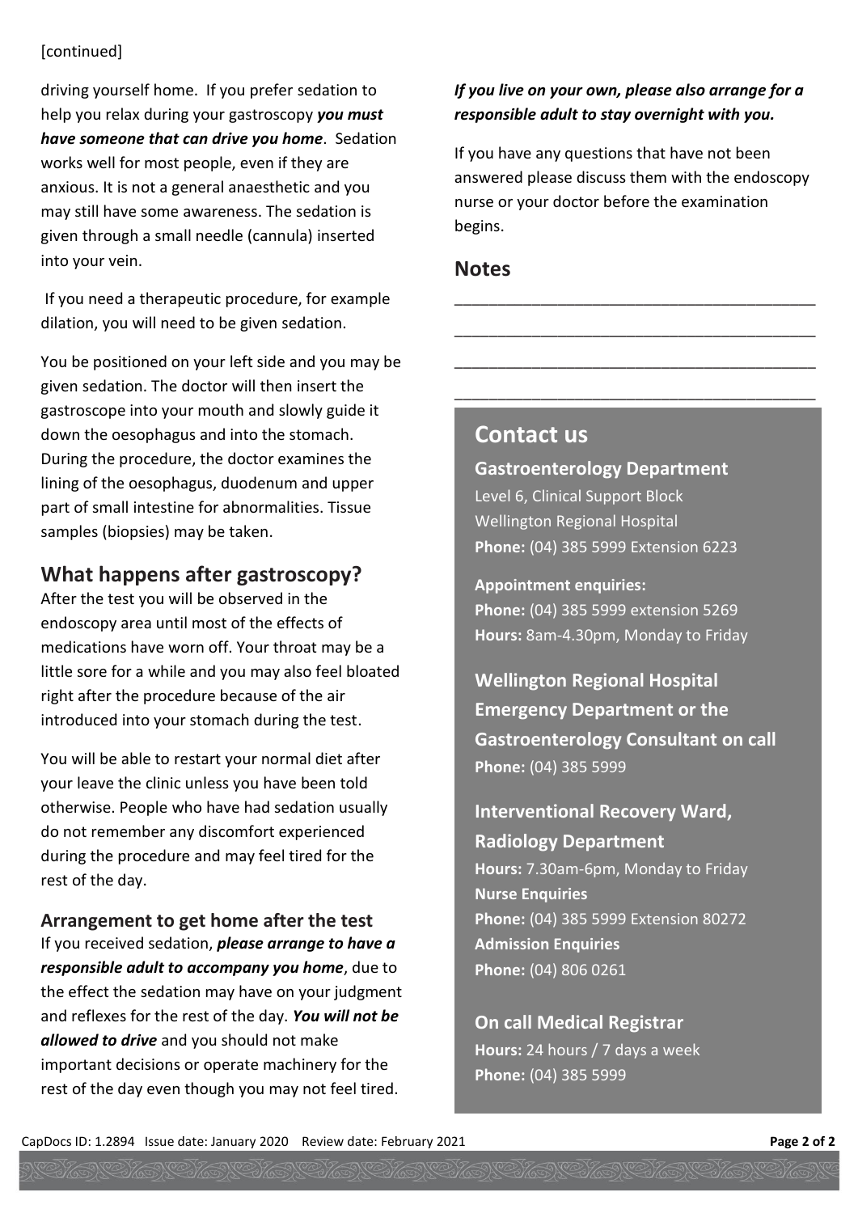[continued]

driving yourself home. If you prefer sedation to help you relax during your gastroscopy ***you must have someone that can drive you home***. Sedation works well for most people, even if they are anxious. It is not a general anaesthetic and you may still have some awareness. The sedation is given through a small needle (cannula) inserted into your vein.

If you need a therapeutic procedure, for example dilation, you will need to be given sedation.

You be positioned on your left side and you may be given sedation. The doctor will then insert the gastroscope into your mouth and slowly guide it down the oesophagus and into the stomach. During the procedure, the doctor examines the lining of the oesophagus, duodenum and upper part of small intestine for abnormalities. Tissue samples (biopsies) may be taken.

## What happens after gastroscopy?

After the test you will be observed in the endoscopy area until most of the effects of medications have worn off. Your throat may be a little sore for a while and you may also feel bloated right after the procedure because of the air introduced into your stomach during the test.

You will be able to restart your normal diet after your leave the clinic unless you have been told otherwise. People who have had sedation usually do not remember any discomfort experienced during the procedure and may feel tired for the rest of the day.

### Arrangement to get home after the test

If you received sedation, ***please arrange to have a responsible adult to accompany you home***, due to the effect the sedation may have on your judgment and reflexes for the rest of the day. ***You will not be allowed to drive*** and you should not make important decisions or operate machinery for the rest of the day even though you may not feel tired.

***If you live on your own, please also arrange for a responsible adult to stay overnight with you.***

If you have any questions that have not been answered please discuss them with the endoscopy nurse or your doctor before the examination begins.

## Notes

___________________________________________

___________________________________________

___________________________________________

___________________________________________

## Contact us

**Gastroenterology Department**
Level 6, Clinical Support Block
Wellington Regional Hospital
**Phone:** (04) 385 5999 Extension 6223

**Appointment enquiries:**
**Phone:** (04) 385 5999 extension 5269
**Hours:** 8am-4.30pm, Monday to Friday

### Wellington Regional Hospital Emergency Department or the Gastroenterology Consultant on call

**Phone:** (04) 385 5999

### Interventional Recovery Ward, Radiology Department

**Hours:** 7.30am-6pm, Monday to Friday
**Nurse Enquiries**
**Phone:** (04) 385 5999 Extension 80272
**Admission Enquiries**
**Phone:** (04) 806 0261

### On call Medical Registrar

**Hours:** 24 hours / 7 days a week
**Phone:** (04) 385 5999

CapDocs ID: 1.2894 Issue date: January 2020 Review date: February 2021